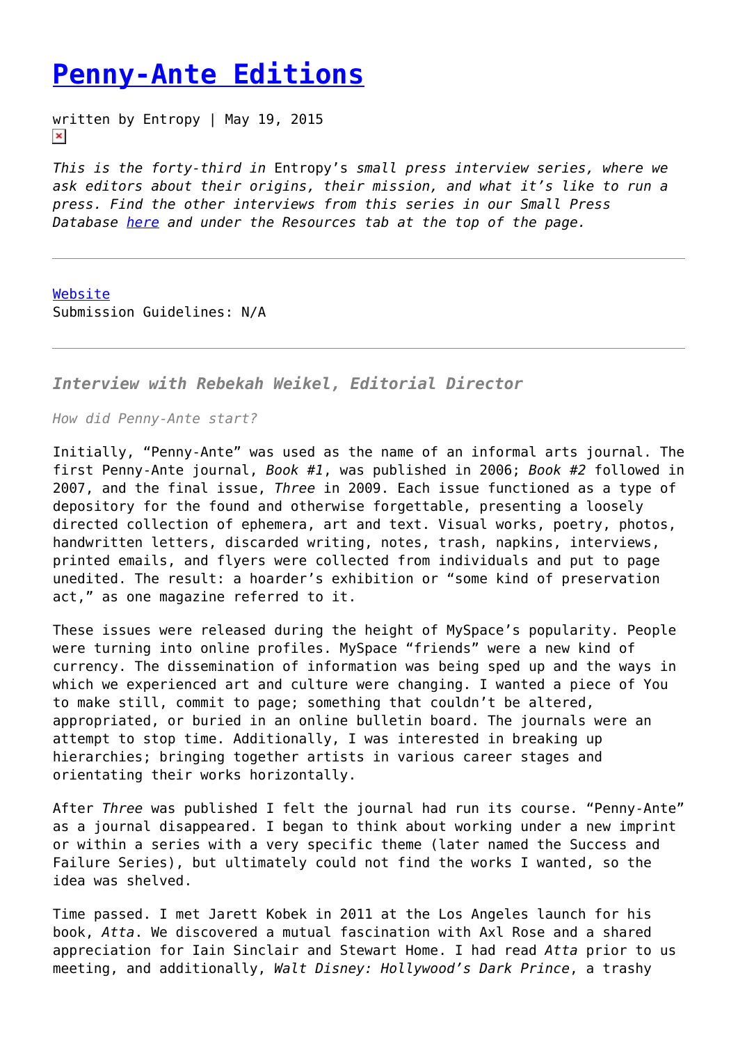# Penny-Ante Editions

written by Entropy | May 19, 2015

*This is the forty-third in* Entropy's *small press interview series, where we ask editors about their origins, their mission, and what it's like to run a press. Find the other interviews from this series in our Small Press Database here and under the Resources tab at the top of the page.*

---

Website
Submission Guidelines: N/A

---

### *Interview with Rebekah Weikel, Editorial Director*

*How did Penny-Ante start?*

Initially, "Penny-Ante" was used as the name of an informal arts journal. The first Penny-Ante journal, *Book #1*, was published in 2006; *Book #2* followed in 2007, and the final issue, *Three* in 2009. Each issue functioned as a type of depository for the found and otherwise forgettable, presenting a loosely directed collection of ephemera, art and text. Visual works, poetry, photos, handwritten letters, discarded writing, notes, trash, napkins, interviews, printed emails, and flyers were collected from individuals and put to page unedited. The result: a hoarder's exhibition or "some kind of preservation act," as one magazine referred to it.

These issues were released during the height of MySpace's popularity. People were turning into online profiles. MySpace "friends" were a new kind of currency. The dissemination of information was being sped up and the ways in which we experienced art and culture were changing. I wanted a piece of You to make still, commit to page; something that couldn't be altered, appropriated, or buried in an online bulletin board. The journals were an attempt to stop time. Additionally, I was interested in breaking up hierarchies; bringing together artists in various career stages and orientating their works horizontally.

After *Three* was published I felt the journal had run its course. "Penny-Ante" as a journal disappeared. I began to think about working under a new imprint or within a series with a very specific theme (later named the Success and Failure Series), but ultimately could not find the works I wanted, so the idea was shelved.

Time passed. I met Jarett Kobek in 2011 at the Los Angeles launch for his book, *Atta*. We discovered a mutual fascination with Axl Rose and a shared appreciation for Iain Sinclair and Stewart Home. I had read *Atta* prior to us meeting, and additionally, *Walt Disney: Hollywood's Dark Prince*, a trashy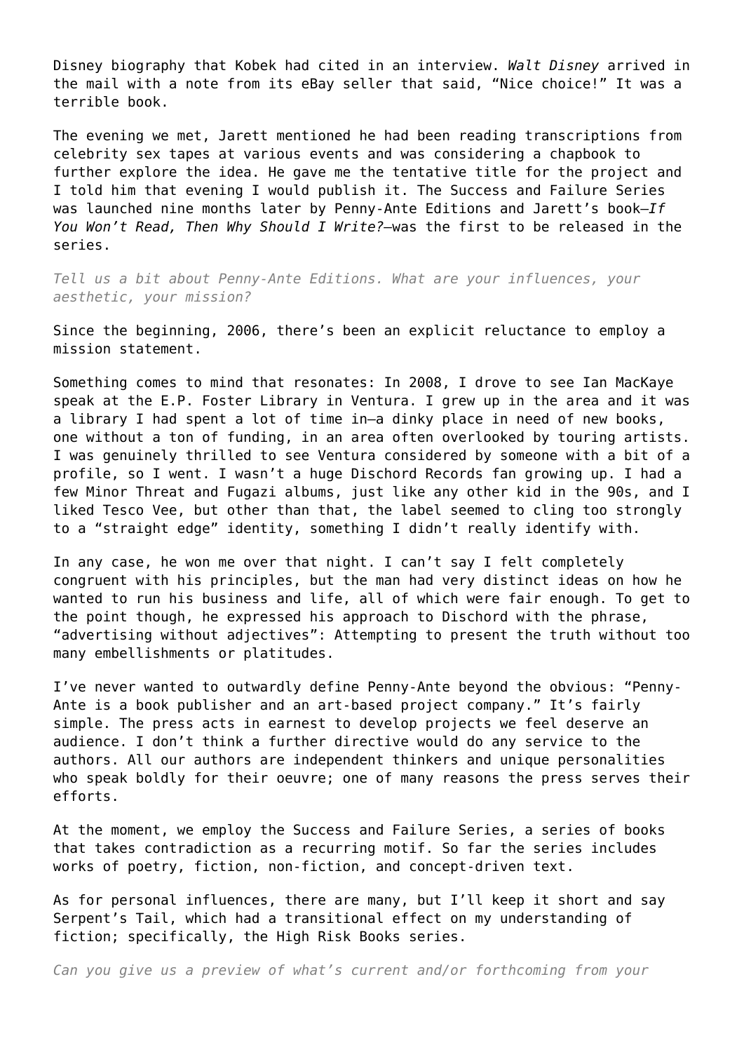Disney biography that Kobek had cited in an interview. *Walt Disney* arrived in the mail with a note from its eBay seller that said, "Nice choice!" It was a terrible book.

The evening we met, Jarett mentioned he had been reading transcriptions from celebrity sex tapes at various events and was considering a chapbook to further explore the idea. He gave me the tentative title for the project and I told him that evening I would publish it. The Success and Failure Series was launched nine months later by Penny-Ante Editions and Jarett's book—*If You Won't Read, Then Why Should I Write?*—was the first to be released in the series.

*Tell us a bit about Penny-Ante Editions. What are your influences, your aesthetic, your mission?*

Since the beginning, 2006, there's been an explicit reluctance to employ a mission statement.

Something comes to mind that resonates: In 2008, I drove to see Ian MacKaye speak at the E.P. Foster Library in Ventura. I grew up in the area and it was a library I had spent a lot of time in—a dinky place in need of new books, one without a ton of funding, in an area often overlooked by touring artists. I was genuinely thrilled to see Ventura considered by someone with a bit of a profile, so I went. I wasn't a huge Dischord Records fan growing up. I had a few Minor Threat and Fugazi albums, just like any other kid in the 90s, and I liked Tesco Vee, but other than that, the label seemed to cling too strongly to a "straight edge" identity, something I didn't really identify with.

In any case, he won me over that night. I can't say I felt completely congruent with his principles, but the man had very distinct ideas on how he wanted to run his business and life, all of which were fair enough. To get to the point though, he expressed his approach to Dischord with the phrase, "advertising without adjectives": Attempting to present the truth without too many embellishments or platitudes.

I've never wanted to outwardly define Penny-Ante beyond the obvious: "Penny-Ante is a book publisher and an art-based project company." It's fairly simple. The press acts in earnest to develop projects we feel deserve an audience. I don't think a further directive would do any service to the authors. All our authors are independent thinkers and unique personalities who speak boldly for their oeuvre; one of many reasons the press serves their efforts.

At the moment, we employ the Success and Failure Series, a series of books that takes contradiction as a recurring motif. So far the series includes works of poetry, fiction, non-fiction, and concept-driven text.

As for personal influences, there are many, but I'll keep it short and say Serpent's Tail, which had a transitional effect on my understanding of fiction; specifically, the High Risk Books series.

*Can you give us a preview of what's current and/or forthcoming from your*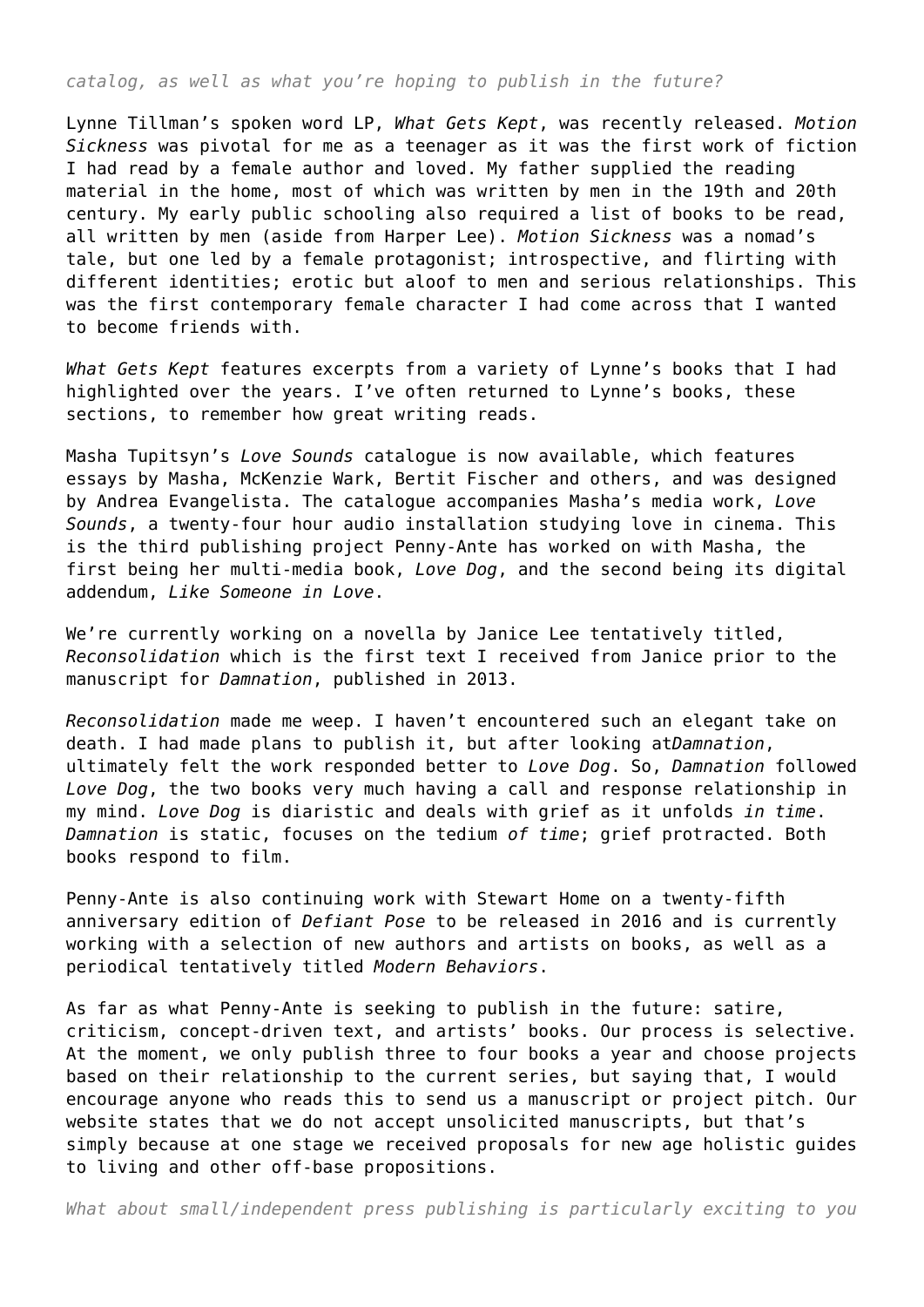*catalog, as well as what you're hoping to publish in the future?*

Lynne Tillman's spoken word LP, *What Gets Kept*, was recently released. *Motion Sickness* was pivotal for me as a teenager as it was the first work of fiction I had read by a female author and loved. My father supplied the reading material in the home, most of which was written by men in the 19th and 20th century. My early public schooling also required a list of books to be read, all written by men (aside from Harper Lee). *Motion Sickness* was a nomad's tale, but one led by a female protagonist; introspective, and flirting with different identities; erotic but aloof to men and serious relationships. This was the first contemporary female character I had come across that I wanted to become friends with.

*What Gets Kept* features excerpts from a variety of Lynne's books that I had highlighted over the years. I've often returned to Lynne's books, these sections, to remember how great writing reads.

Masha Tupitsyn's *Love Sounds* catalogue is now available, which features essays by Masha, McKenzie Wark, Bertit Fischer and others, and was designed by Andrea Evangelista. The catalogue accompanies Masha's media work, *Love Sounds*, a twenty-four hour audio installation studying love in cinema. This is the third publishing project Penny-Ante has worked on with Masha, the first being her multi-media book, *Love Dog*, and the second being its digital addendum, *Like Someone in Love*.

We're currently working on a novella by Janice Lee tentatively titled, *Reconsolidation* which is the first text I received from Janice prior to the manuscript for *Damnation*, published in 2013.

*Reconsolidation* made me weep. I haven't encountered such an elegant take on death. I had made plans to publish it, but after looking at*Damnation*, ultimately felt the work responded better to *Love Dog*. So, *Damnation* followed *Love Dog*, the two books very much having a call and response relationship in my mind. *Love Dog* is diaristic and deals with grief as it unfolds *in time*. *Damnation* is static, focuses on the tedium *of time*; grief protracted. Both books respond to film.

Penny-Ante is also continuing work with Stewart Home on a twenty-fifth anniversary edition of *Defiant Pose* to be released in 2016 and is currently working with a selection of new authors and artists on books, as well as a periodical tentatively titled *Modern Behaviors*.

As far as what Penny-Ante is seeking to publish in the future: satire, criticism, concept-driven text, and artists' books. Our process is selective. At the moment, we only publish three to four books a year and choose projects based on their relationship to the current series, but saying that, I would encourage anyone who reads this to send us a manuscript or project pitch. Our website states that we do not accept unsolicited manuscripts, but that's simply because at one stage we received proposals for new age holistic guides to living and other off-base propositions.

*What about small/independent press publishing is particularly exciting to you*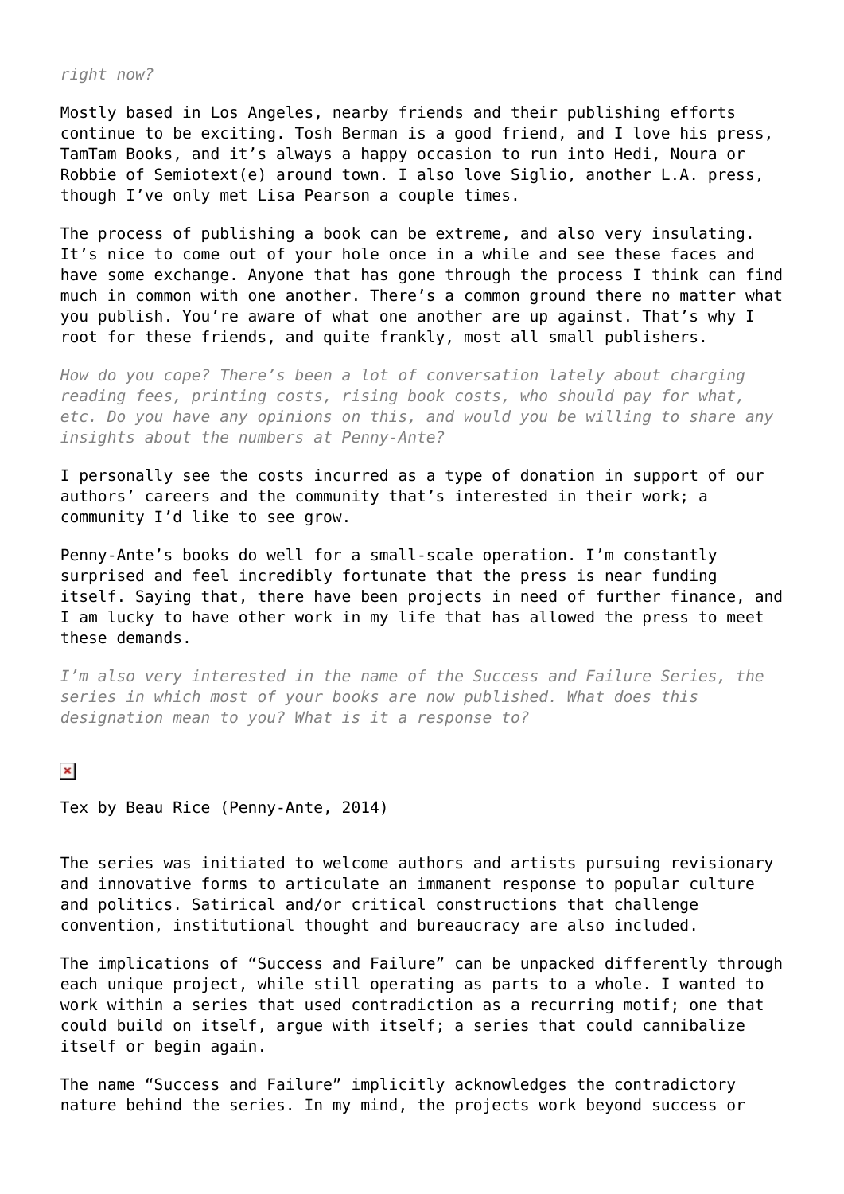*right now?*

Mostly based in Los Angeles, nearby friends and their publishing efforts continue to be exciting. Tosh Berman is a good friend, and I love his press, TamTam Books, and it's always a happy occasion to run into Hedi, Noura or Robbie of Semiotext(e) around town. I also love Siglio, another L.A. press, though I've only met Lisa Pearson a couple times.

The process of publishing a book can be extreme, and also very insulating. It's nice to come out of your hole once in a while and see these faces and have some exchange. Anyone that has gone through the process I think can find much in common with one another. There's a common ground there no matter what you publish. You're aware of what one another are up against. That's why I root for these friends, and quite frankly, most all small publishers.

*How do you cope? There's been a lot of conversation lately about charging reading fees, printing costs, rising book costs, who should pay for what, etc. Do you have any opinions on this, and would you be willing to share any insights about the numbers at Penny-Ante?*

I personally see the costs incurred as a type of donation in support of our authors' careers and the community that's interested in their work; a community I'd like to see grow.

Penny-Ante's books do well for a small-scale operation. I'm constantly surprised and feel incredibly fortunate that the press is near funding itself. Saying that, there have been projects in need of further finance, and I am lucky to have other work in my life that has allowed the press to meet these demands.

*I'm also very interested in the name of the Success and Failure Series, the series in which most of your books are now published. What does this designation mean to you? What is it a response to?*

Tex by Beau Rice (Penny-Ante, 2014)

The series was initiated to welcome authors and artists pursuing revisionary and innovative forms to articulate an immanent response to popular culture and politics. Satirical and/or critical constructions that challenge convention, institutional thought and bureaucracy are also included.

The implications of "Success and Failure" can be unpacked differently through each unique project, while still operating as parts to a whole. I wanted to work within a series that used contradiction as a recurring motif; one that could build on itself, argue with itself; a series that could cannibalize itself or begin again.

The name "Success and Failure" implicitly acknowledges the contradictory nature behind the series. In my mind, the projects work beyond success or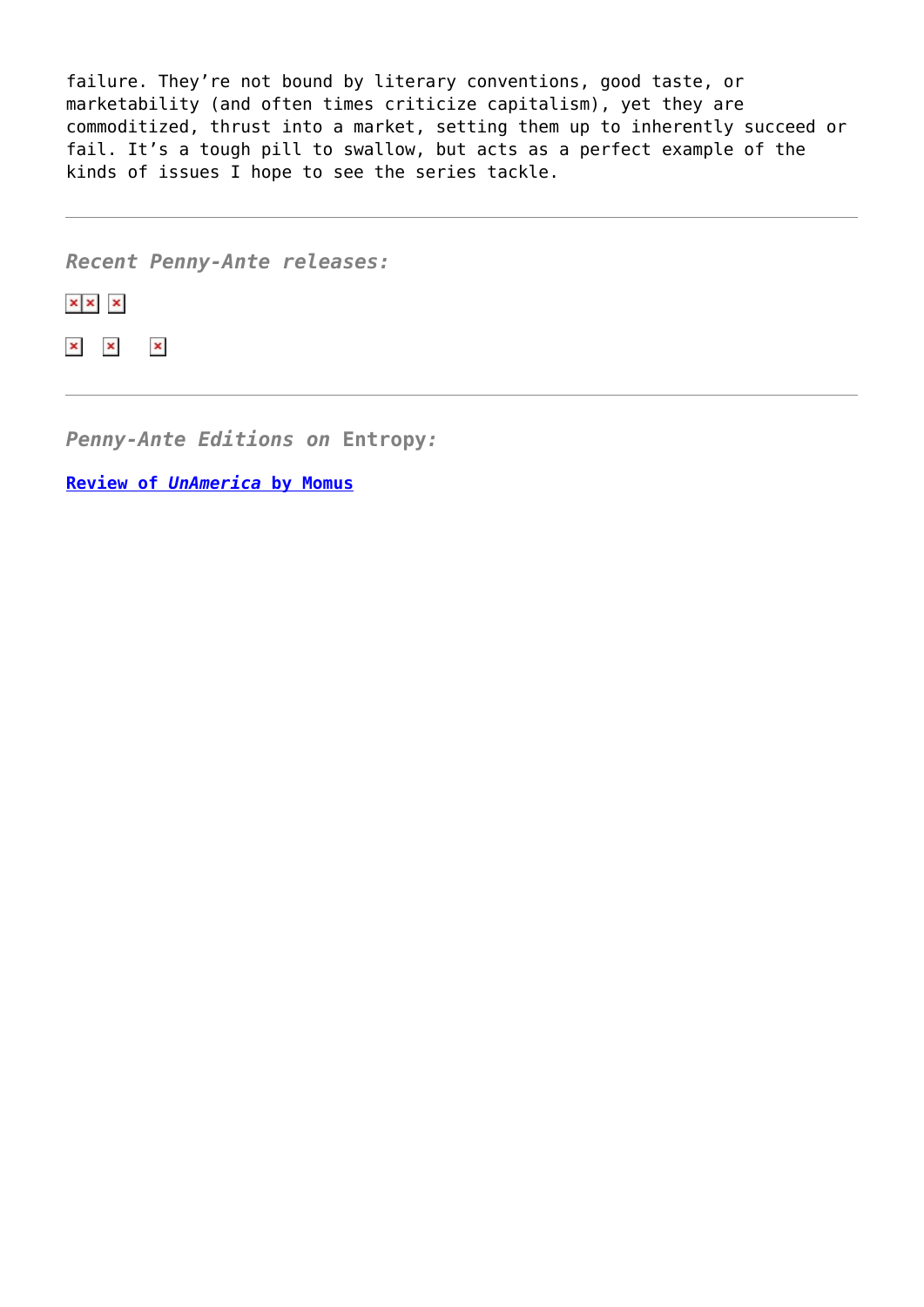failure. They're not bound by literary conventions, good taste, or marketability (and often times criticize capitalism), yet they are commoditized, thrust into a market, setting them up to inherently succeed or fail. It's a tough pill to swallow, but acts as a perfect example of the kinds of issues I hope to see the series tackle.

---

***Recent Penny-Ante releases:***

---

***Penny-Ante Editions on* Entropy:**

**[Review of *UnAmerica* by Momus]**